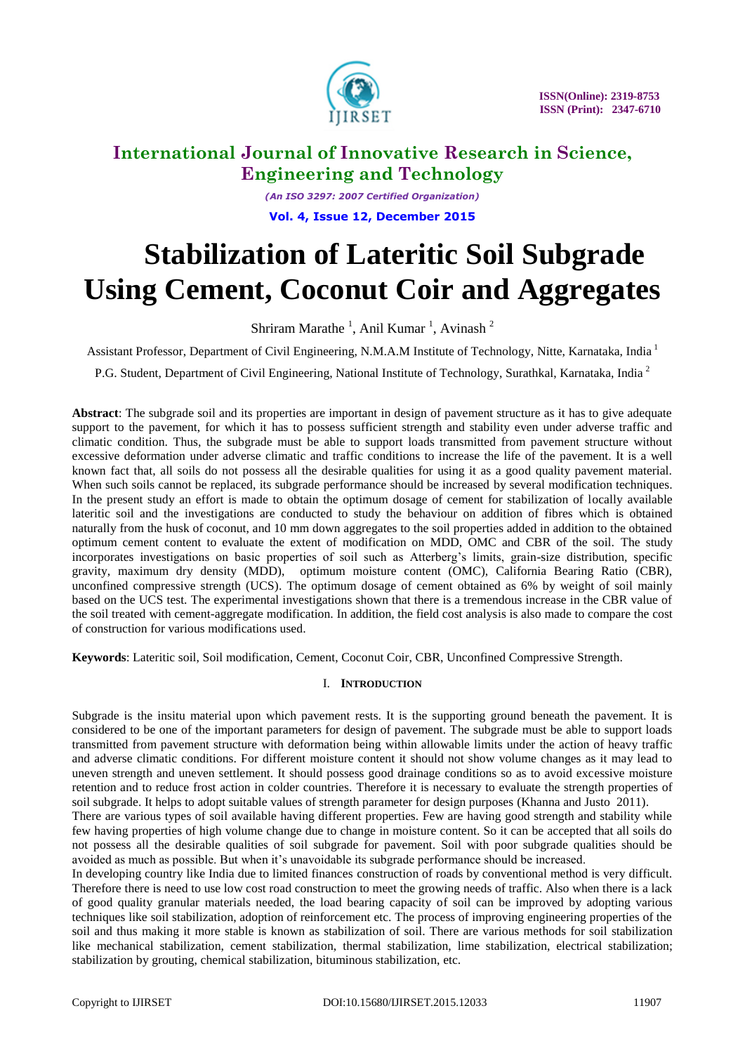# International Journal of Innovative Research in Science, Engineering and Technology

*(An ISO 3297: 2007 Certified Organization)*

**Vol. 4, Issue 12, December 2015**

# Stabilization of Lateritic Soil Subgrade Using Cement, Coconut Coir and Aggregates

Shriram Marathe [1], Anil Kumar [1], Avinash [2]

Assistant Professor, Department of Civil Engineering, N.M.A.M Institute of Technology, Nitte, Karnataka, India [1]

P.G. Student, Department of Civil Engineering, National Institute of Technology, Surathkal, Karnataka, India [2]

**Abstract**: The subgrade soil and its properties are important in design of pavement structure as it has to give adequate support to the pavement, for which it has to possess sufficient strength and stability even under adverse traffic and climatic condition. Thus, the subgrade must be able to support loads transmitted from pavement structure without excessive deformation under adverse climatic and traffic conditions to increase the life of the pavement. It is a well known fact that, all soils do not possess all the desirable qualities for using it as a good quality pavement material. When such soils cannot be replaced, its subgrade performance should be increased by several modification techniques. In the present study an effort is made to obtain the optimum dosage of cement for stabilization of locally available lateritic soil and the investigations are conducted to study the behaviour on addition of fibres which is obtained naturally from the husk of coconut, and 10 mm down aggregates to the soil properties added in addition to the obtained optimum cement content to evaluate the extent of modification on MDD, OMC and CBR of the soil. The study incorporates investigations on basic properties of soil such as Atterberg's limits, grain-size distribution, specific gravity, maximum dry density (MDD), optimum moisture content (OMC), California Bearing Ratio (CBR), unconfined compressive strength (UCS). The optimum dosage of cement obtained as 6% by weight of soil mainly based on the UCS test. The experimental investigations shown that there is a tremendous increase in the CBR value of the soil treated with cement-aggregate modification. In addition, the field cost analysis is also made to compare the cost of construction for various modifications used.

**Keywords**: Lateritic soil, Soil modification, Cement, Coconut Coir, CBR, Unconfined Compressive Strength.

## I. INTRODUCTION

Subgrade is the insitu material upon which pavement rests. It is the supporting ground beneath the pavement. It is considered to be one of the important parameters for design of pavement. The subgrade must be able to support loads transmitted from pavement structure with deformation being within allowable limits under the action of heavy traffic and adverse climatic conditions. For different moisture content it should not show volume changes as it may lead to uneven strength and uneven settlement. It should possess good drainage conditions so as to avoid excessive moisture retention and to reduce frost action in colder countries. Therefore it is necessary to evaluate the strength properties of soil subgrade. It helps to adopt suitable values of strength parameter for design purposes (Khanna and Justo 2011).

There are various types of soil available having different properties. Few are having good strength and stability while few having properties of high volume change due to change in moisture content. So it can be accepted that all soils do not possess all the desirable qualities of soil subgrade for pavement. Soil with poor subgrade qualities should be avoided as much as possible. But when it's unavoidable its subgrade performance should be increased.

In developing country like India due to limited finances construction of roads by conventional method is very difficult. Therefore there is need to use low cost road construction to meet the growing needs of traffic. Also when there is a lack of good quality granular materials needed, the load bearing capacity of soil can be improved by adopting various techniques like soil stabilization, adoption of reinforcement etc. The process of improving engineering properties of the soil and thus making it more stable is known as stabilization of soil. There are various methods for soil stabilization like mechanical stabilization, cement stabilization, thermal stabilization, lime stabilization, electrical stabilization; stabilization by grouting, chemical stabilization, bituminous stabilization, etc.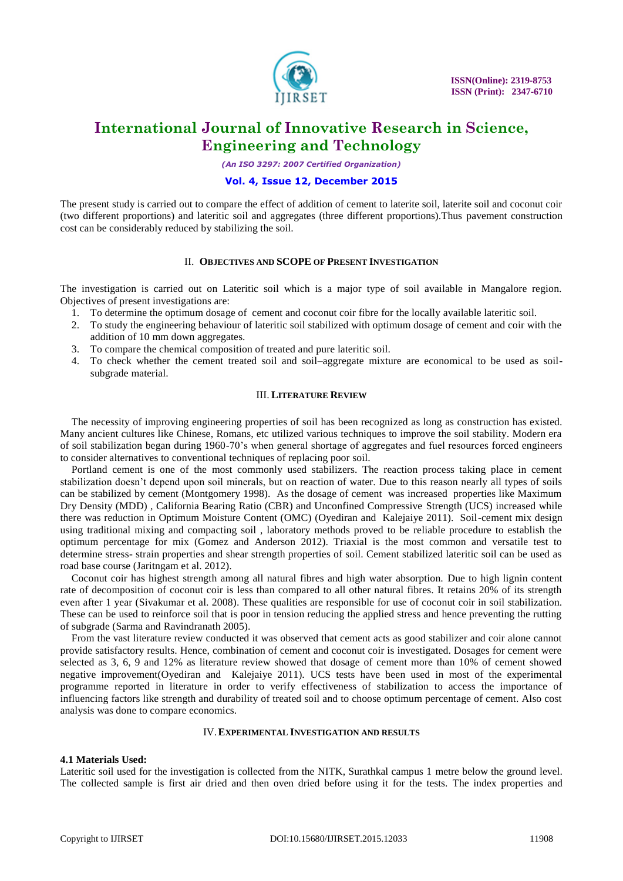The present study is carried out to compare the effect of addition of cement to laterite soil, laterite soil and coconut coir (two different proportions) and lateritic soil and aggregates (three different proportions).Thus pavement construction cost can be considerably reduced by stabilizing the soil.

## II. OBJECTIVES AND SCOPE OF PRESENT INVESTIGATION

The investigation is carried out on Lateritic soil which is a major type of soil available in Mangalore region. Objectives of present investigations are:

1. To determine the optimum dosage of cement and coconut coir fibre for the locally available lateritic soil.
2. To study the engineering behaviour of lateritic soil stabilized with optimum dosage of cement and coir with the addition of 10 mm down aggregates.
3. To compare the chemical composition of treated and pure lateritic soil.
4. To check whether the cement treated soil and soil–aggregate mixture are economical to be used as soil-subgrade material.

## III. LITERATURE REVIEW

The necessity of improving engineering properties of soil has been recognized as long as construction has existed. Many ancient cultures like Chinese, Romans, etc utilized various techniques to improve the soil stability. Modern era of soil stabilization began during 1960-70's when general shortage of aggregates and fuel resources forced engineers to consider alternatives to conventional techniques of replacing poor soil.

Portland cement is one of the most commonly used stabilizers. The reaction process taking place in cement stabilization doesn't depend upon soil minerals, but on reaction of water. Due to this reason nearly all types of soils can be stabilized by cement (Montgomery 1998). As the dosage of cement was increased properties like Maximum Dry Density (MDD) , California Bearing Ratio (CBR) and Unconfined Compressive Strength (UCS) increased while there was reduction in Optimum Moisture Content (OMC) (Oyediran and Kalejaiye 2011). Soil-cement mix design using traditional mixing and compacting soil , laboratory methods proved to be reliable procedure to establish the optimum percentage for mix (Gomez and Anderson 2012). Triaxial is the most common and versatile test to determine stress- strain properties and shear strength properties of soil. Cement stabilized lateritic soil can be used as road base course (Jaritngam et al. 2012).

Coconut coir has highest strength among all natural fibres and high water absorption. Due to high lignin content rate of decomposition of coconut coir is less than compared to all other natural fibres. It retains 20% of its strength even after 1 year (Sivakumar et al. 2008). These qualities are responsible for use of coconut coir in soil stabilization. These can be used to reinforce soil that is poor in tension reducing the applied stress and hence preventing the rutting of subgrade (Sarma and Ravindranath 2005).

From the vast literature review conducted it was observed that cement acts as good stabilizer and coir alone cannot provide satisfactory results. Hence, combination of cement and coconut coir is investigated. Dosages for cement were selected as 3, 6, 9 and 12% as literature review showed that dosage of cement more than 10% of cement showed negative improvement(Oyediran and Kalejaiye 2011). UCS tests have been used in most of the experimental programme reported in literature in order to verify effectiveness of stabilization to access the importance of influencing factors like strength and durability of treated soil and to choose optimum percentage of cement. Also cost analysis was done to compare economics.

## IV. EXPERIMENTAL INVESTIGATION AND RESULTS

### 4.1 Materials Used:

Lateritic soil used for the investigation is collected from the NITK, Surathkal campus 1 metre below the ground level. The collected sample is first air dried and then oven dried before using it for the tests. The index properties and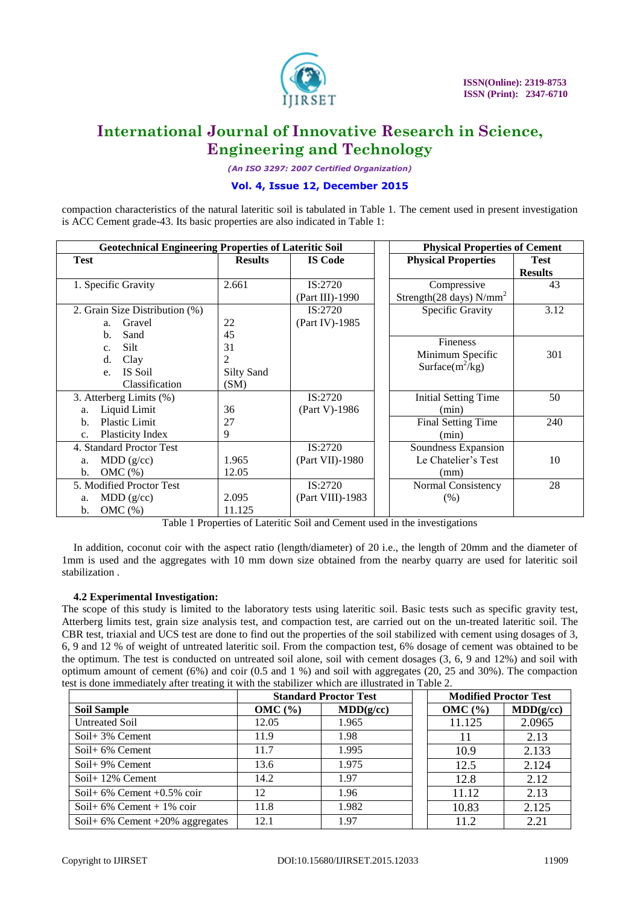compaction characteristics of the natural lateritic soil is tabulated in Table 1. The cement used in present investigation is ACC Cement grade-43. Its basic properties are also indicated in Table 1:

| Geotechnical Engineering Properties of Lateritic Soil | | | | Physical Properties of Cement | |
|---|---|---|---|---|---|
| **Test** | **Results** | **IS Code** | | **Physical Properties** | **Test Results** |
| 1. Specific Gravity | 2.661 | IS:2720 (Part III)-1990 | | Compressive Strength(28 days) $N/mm^2$ | 43 |
| 2. Grain Size Distribution (%)<br>a. Gravel<br>b. Sand<br>c. Silt<br>d. Clay<br>e. IS Soil Classification | <br>22<br>45<br>31<br>2<br>Silty Sand (SM) | IS:2720 (Part IV)-1985 | | Specific Gravity | 3.12 |
| | | | | Fineness Minimum Specific Surface($m^2$/kg) | 301 |
| 3. Atterberg Limits (%)<br>a. Liquid Limit<br>b. Plastic Limit<br>c. Plasticity Index | <br>36<br>27<br>9 | IS:2720 (Part V)-1986 | | Initial Setting Time (min) | 50 |
| | | | | Final Setting Time (min) | 240 |
| 4. Standard Proctor Test<br>a. MDD (g/cc)<br>b. OMC (%) | <br>1.965<br>12.05 | IS:2720 (Part VII)-1980 | | Soundness Expansion Le Chatelier's Test (mm) | 10 |
| 5. Modified Proctor Test<br>a. MDD (g/cc)<br>b. OMC (%) | <br>2.095<br>11.125 | IS:2720 (Part VIII)-1983 | | Normal Consistency (%) | 28 |

Table 1 Properties of Lateritic Soil and Cement used in the investigations

In addition, coconut coir with the aspect ratio (length/diameter) of 20 i.e., the length of 20mm and the diameter of 1mm is used and the aggregates with 10 mm down size obtained from the nearby quarry are used for lateritic soil stabilization .

### 4.2 Experimental Investigation:

The scope of this study is limited to the laboratory tests using lateritic soil. Basic tests such as specific gravity test, Atterberg limits test, grain size analysis test, and compaction test, are carried out on the un-treated lateritic soil. The CBR test, triaxial and UCS test are done to find out the properties of the soil stabilized with cement using dosages of 3, 6, 9 and 12 % of weight of untreated lateritic soil. From the compaction test, 6% dosage of cement was obtained to be the optimum. The test is conducted on untreated soil alone, soil with cement dosages (3, 6, 9 and 12%) and soil with optimum amount of cement (6%) and coir (0.5 and 1 %) and soil with aggregates (20, 25 and 30%). The compaction test is done immediately after treating it with the stabilizer which are illustrated in Table 2.

| | Standard Proctor Test | | | Modified Proctor Test | |
|---|---|---|---|---|---|
| **Soil Sample** | **OMC (%)** | **MDD(g/cc)** | | **OMC (%)** | **MDD(g/cc)** |
| Untreated Soil | 12.05 | 1.965 | | 11.125 | 2.0965 |
| Soil+ 3% Cement | 11.9 | 1.98 | | 11 | 2.13 |
| Soil+ 6% Cement | 11.7 | 1.995 | | 10.9 | 2.133 |
| Soil+ 9% Cement | 13.6 | 1.975 | | 12.5 | 2.124 |
| Soil+ 12% Cement | 14.2 | 1.97 | | 12.8 | 2.12 |
| Soil+ 6% Cement +0.5% coir | 12 | 1.96 | | 11.12 | 2.13 |
| Soil+ 6% Cement + 1% coir | 11.8 | 1.982 | | 10.83 | 2.125 |
| Soil+ 6% Cement +20% aggregates | 12.1 | 1.97 | | 11.2 | 2.21 |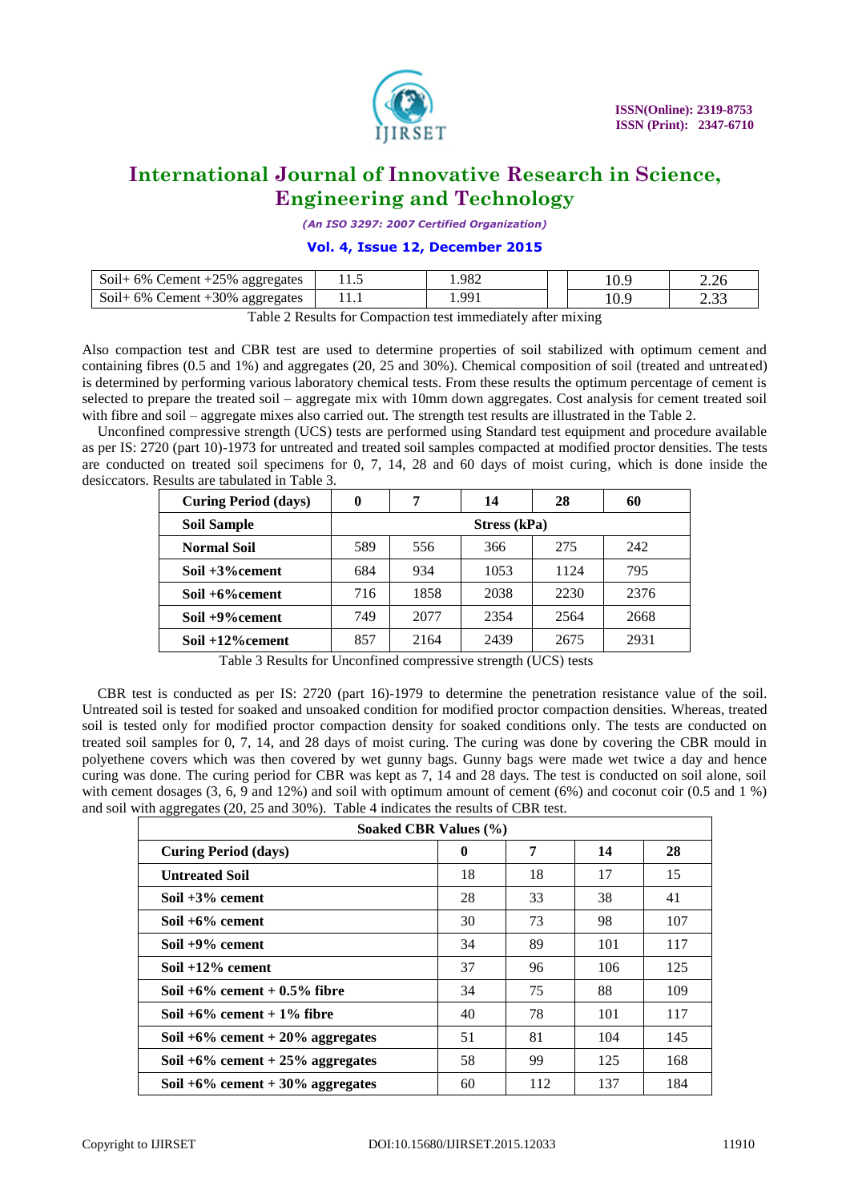| Soil+ 6% Cement +25% aggregates | 11.5 | 1.982 | | 10.9 | 2.26 |
|---|---|---|---|---|---|
| Soil+ 6% Cement +30% aggregates | 11.1 | 1.991 | | 10.9 | 2.33 |

Table 2 Results for Compaction test immediately after mixing

Also compaction test and CBR test are used to determine properties of soil stabilized with optimum cement and containing fibres (0.5 and 1%) and aggregates (20, 25 and 30%). Chemical composition of soil (treated and untreated) is determined by performing various laboratory chemical tests. From these results the optimum percentage of cement is selected to prepare the treated soil – aggregate mix with 10mm down aggregates. Cost analysis for cement treated soil with fibre and soil – aggregate mixes also carried out. The strength test results are illustrated in the Table 2.

Unconfined compressive strength (UCS) tests are performed using Standard test equipment and procedure available as per IS: 2720 (part 10)-1973 for untreated and treated soil samples compacted at modified proctor densities. The tests are conducted on treated soil specimens for 0, 7, 14, 28 and 60 days of moist curing, which is done inside the desiccators. Results are tabulated in Table 3.

| Curing Period (days) | 0 | 7 | 14 | 28 | 60 |
|---|---|---|---|---|---|
| **Soil Sample** | **Stress (kPa)** | | | | |
| **Normal Soil** | 589 | 556 | 366 | 275 | 242 |
| **Soil +3%cement** | 684 | 934 | 1053 | 1124 | 795 |
| **Soil +6%cement** | 716 | 1858 | 2038 | 2230 | 2376 |
| **Soil +9%cement** | 749 | 2077 | 2354 | 2564 | 2668 |
| **Soil +12%cement** | 857 | 2164 | 2439 | 2675 | 2931 |

Table 3 Results for Unconfined compressive strength (UCS) tests

CBR test is conducted as per IS: 2720 (part 16)-1979 to determine the penetration resistance value of the soil. Untreated soil is tested for soaked and unsoaked condition for modified proctor compaction densities. Whereas, treated soil is tested only for modified proctor compaction density for soaked conditions only. The tests are conducted on treated soil samples for 0, 7, 14, and 28 days of moist curing. The curing was done by covering the CBR mould in polyethene covers which was then covered by wet gunny bags. Gunny bags were made wet twice a day and hence curing was done. The curing period for CBR was kept as 7, 14 and 28 days. The test is conducted on soil alone, soil with cement dosages (3, 6, 9 and 12%) and soil with optimum amount of cement (6%) and coconut coir (0.5 and 1 %) and soil with aggregates (20, 25 and 30%). Table 4 indicates the results of CBR test.

| **Soaked CBR Values (%)** | | | | |
|---|---|---|---|---|
| **Curing Period (days)** | **0** | **7** | **14** | **28** |
| **Untreated Soil** | 18 | 18 | 17 | 15 |
| **Soil +3% cement** | 28 | 33 | 38 | 41 |
| **Soil +6% cement** | 30 | 73 | 98 | 107 |
| **Soil +9% cement** | 34 | 89 | 101 | 117 |
| **Soil +12% cement** | 37 | 96 | 106 | 125 |
| **Soil +6% cement + 0.5% fibre** | 34 | 75 | 88 | 109 |
| **Soil +6% cement + 1% fibre** | 40 | 78 | 101 | 117 |
| **Soil +6% cement + 20% aggregates** | 51 | 81 | 104 | 145 |
| **Soil +6% cement + 25% aggregates** | 58 | 99 | 125 | 168 |
| **Soil +6% cement + 30% aggregates** | 60 | 112 | 137 | 184 |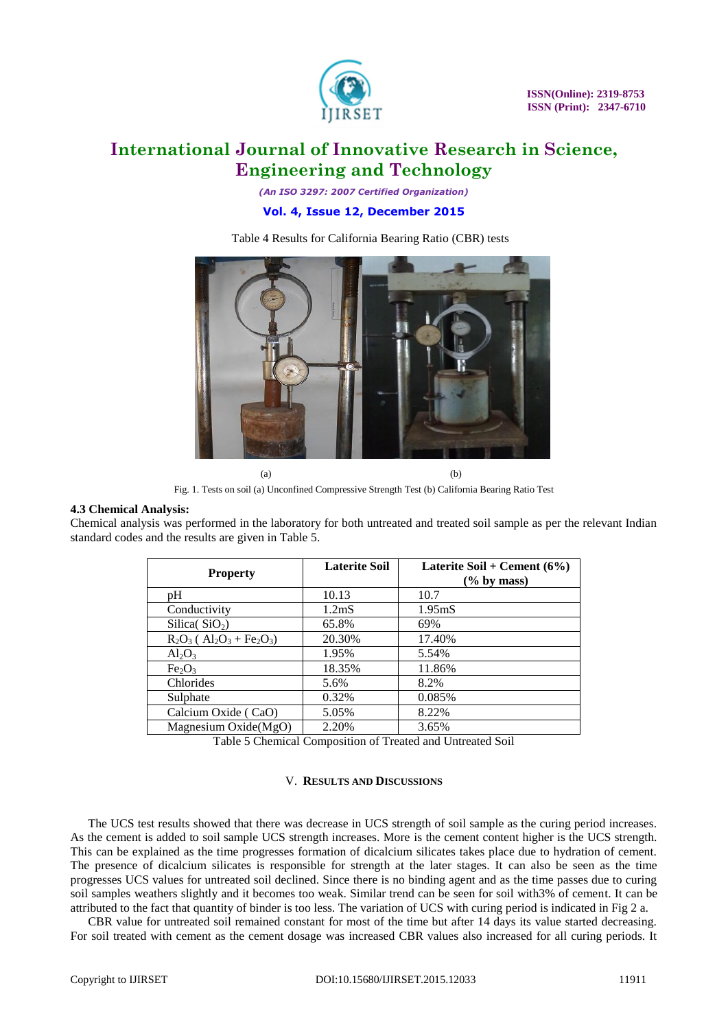Table 4 Results for California Bearing Ratio (CBR) tests

(a) (b)

Fig. 1. Tests on soil (a) Unconfined Compressive Strength Test (b) California Bearing Ratio Test

### 4.3 Chemical Analysis:

Chemical analysis was performed in the laboratory for both untreated and treated soil sample as per the relevant Indian standard codes and the results are given in Table 5.

| Property | Laterite Soil | Laterite Soil + Cement (6%) (% by mass) |
|---|---|---|
| pH | 10.13 | 10.7 |
| Conductivity | 1.2mS | 1.95mS |
| Silica( $SiO_2$) | 65.8% | 69% |
| $R_2O_3$ ( $Al_2O_3 + Fe_2O_3$) | 20.30% | 17.40% |
| $Al_2O_3$ | 1.95% | 5.54% |
| $Fe_2O_3$ | 18.35% | 11.86% |
| Chlorides | 5.6% | 8.2% |
| Sulphate | 0.32% | 0.085% |
| Calcium Oxide ( CaO) | 5.05% | 8.22% |
| Magnesium Oxide(MgO) | 2.20% | 3.65% |

Table 5 Chemical Composition of Treated and Untreated Soil

## V. RESULTS AND DISCUSSIONS

The UCS test results showed that there was decrease in UCS strength of soil sample as the curing period increases. As the cement is added to soil sample UCS strength increases. More is the cement content higher is the UCS strength. This can be explained as the time progresses formation of dicalcium silicates takes place due to hydration of cement. The presence of dicalcium silicates is responsible for strength at the later stages. It can also be seen as the time progresses UCS values for untreated soil declined. Since there is no binding agent and as the time passes due to curing soil samples weathers slightly and it becomes too weak. Similar trend can be seen for soil with3% of cement. It can be attributed to the fact that quantity of binder is too less. The variation of UCS with curing period is indicated in Fig 2 a.

CBR value for untreated soil remained constant for most of the time but after 14 days its value started decreasing. For soil treated with cement as the cement dosage was increased CBR values also increased for all curing periods. It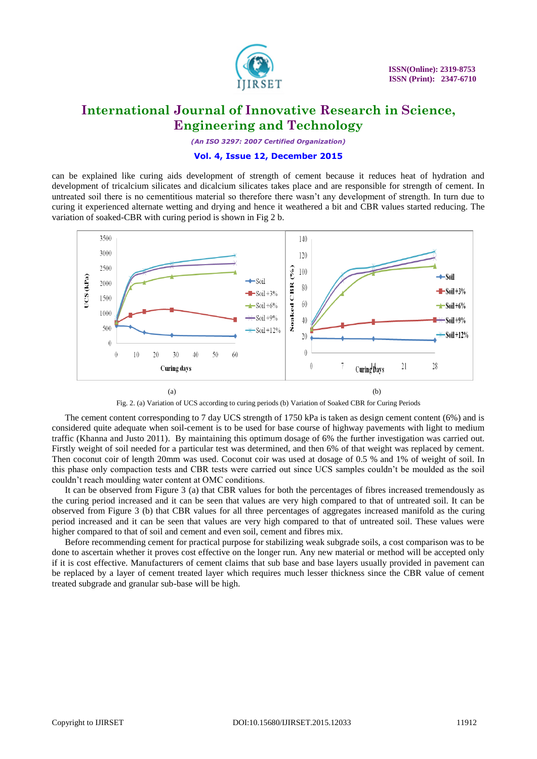can be explained like curing aids development of strength of cement because it reduces heat of hydration and development of tricalcium silicates and dicalcium silicates takes place and are responsible for strength of cement. In untreated soil there is no cementitious material so therefore there wasn't any development of strength. In turn due to curing it experienced alternate wetting and drying and hence it weathered a bit and CBR values started reducing. The variation of soaked-CBR with curing period is shown in Fig 2 b.

(a) (b)

Fig. 2. (a) Variation of UCS according to curing periods (b) Variation of Soaked CBR for Curing Periods

The cement content corresponding to 7 day UCS strength of 1750 kPa is taken as design cement content (6%) and is considered quite adequate when soil-cement is to be used for base course of highway pavements with light to medium traffic (Khanna and Justo 2011). By maintaining this optimum dosage of 6% the further investigation was carried out. Firstly weight of soil needed for a particular test was determined, and then 6% of that weight was replaced by cement. Then coconut coir of length 20mm was used. Coconut coir was used at dosage of 0.5 % and 1% of weight of soil. In this phase only compaction tests and CBR tests were carried out since UCS samples couldn't be moulded as the soil couldn't reach moulding water content at OMC conditions.

It can be observed from Figure 3 (a) that CBR values for both the percentages of fibres increased tremendously as the curing period increased and it can be seen that values are very high compared to that of untreated soil. It can be observed from Figure 3 (b) that CBR values for all three percentages of aggregates increased manifold as the curing period increased and it can be seen that values are very high compared to that of untreated soil. These values were higher compared to that of soil and cement and even soil, cement and fibres mix.

Before recommending cement for practical purpose for stabilizing weak subgrade soils, a cost comparison was to be done to ascertain whether it proves cost effective on the longer run. Any new material or method will be accepted only if it is cost effective. Manufacturers of cement claims that sub base and base layers usually provided in pavement can be replaced by a layer of cement treated layer which requires much lesser thickness since the CBR value of cement treated subgrade and granular sub-base will be high.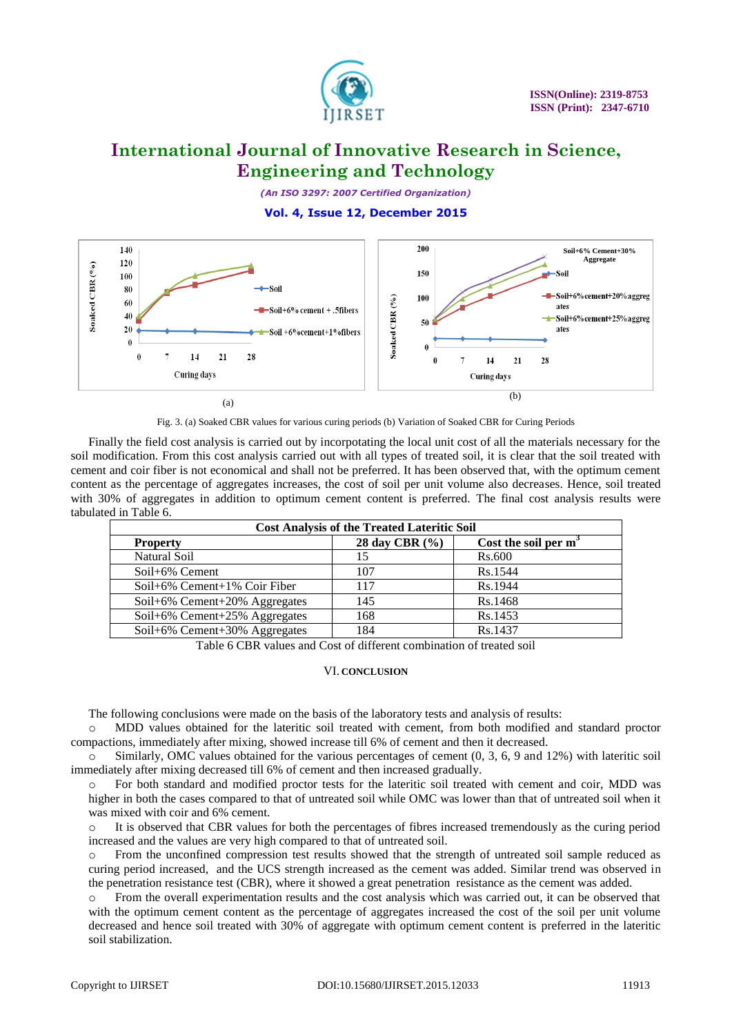Fig. 3. (a) Soaked CBR values for various curing periods (b) Variation of Soaked CBR for Curing Periods

Finally the field cost analysis is carried out by incorpotating the local unit cost of all the materials necessary for the soil modification. From this cost analysis carried out with all types of treated soil, it is clear that the soil treated with cement and coir fiber is not economical and shall not be preferred. It has been observed that, with the optimum cement content as the percentage of aggregates increases, the cost of soil per unit volume also decreases. Hence, soil treated with 30% of aggregates in addition to optimum cement content is preferred. The final cost analysis results were tabulated in Table 6.

| Cost Analysis of the Treated Lateritic Soil | | |
|---|---|---|
| **Property** | **28 day CBR (%)** | **Cost the soil per m$^3$** |
| Natural Soil | 15 | Rs.600 |
| Soil+6% Cement | 107 | Rs.1544 |
| Soil+6% Cement+1% Coir Fiber | 117 | Rs.1944 |
| Soil+6% Cement+20% Aggregates | 145 | Rs.1468 |
| Soil+6% Cement+25% Aggregates | 168 | Rs.1453 |
| Soil+6% Cement+30% Aggregates | 184 | Rs.1437 |

Table 6 CBR values and Cost of different combination of treated soil

## VI. CONCLUSION

The following conclusions were made on the basis of the laboratory tests and analysis of results:

- MDD values obtained for the lateritic soil treated with cement, from both modified and standard proctor compactions, immediately after mixing, showed increase till 6% of cement and then it decreased.
- Similarly, OMC values obtained for the various percentages of cement (0, 3, 6, 9 and 12%) with lateritic soil immediately after mixing decreased till 6% of cement and then increased gradually.
- For both standard and modified proctor tests for the lateritic soil treated with cement and coir, MDD was higher in both the cases compared to that of untreated soil while OMC was lower than that of untreated soil when it was mixed with coir and 6% cement.
- It is observed that CBR values for both the percentages of fibres increased tremendously as the curing period increased and the values are very high compared to that of untreated soil.
- From the unconfined compression test results showed that the strength of untreated soil sample reduced as curing period increased, and the UCS strength increased as the cement was added. Similar trend was observed in the penetration resistance test (CBR), where it showed a great penetration resistance as the cement was added.
- From the overall experimentation results and the cost analysis which was carried out, it can be observed that with the optimum cement content as the percentage of aggregates increased the cost of the soil per unit volume decreased and hence soil treated with 30% of aggregate with optimum cement content is preferred in the lateritic soil stabilization.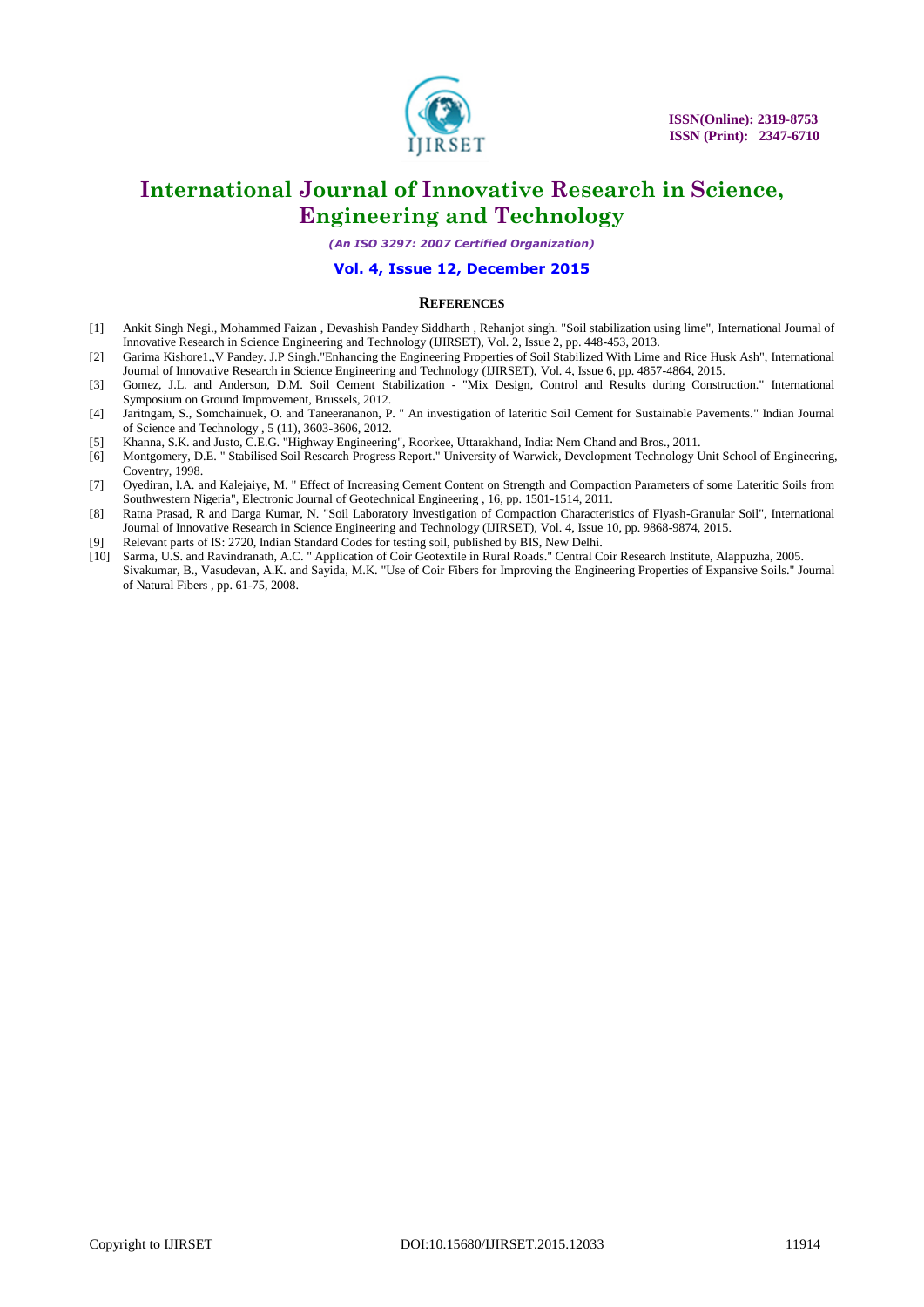## REFERENCES

[1] Ankit Singh Negi., Mohammed Faizan , Devashish Pandey Siddharth , Rehanjot singh. "Soil stabilization using lime", International Journal of Innovative Research in Science Engineering and Technology (IJIRSET), Vol. 2, Issue 2, pp. 448-453, 2013.

[2] Garima Kishore1.,V Pandey. J.P Singh."Enhancing the Engineering Properties of Soil Stabilized With Lime and Rice Husk Ash", International Journal of Innovative Research in Science Engineering and Technology (IJIRSET), Vol. 4, Issue 6, pp. 4857-4864, 2015.

[3] Gomez, J.L. and Anderson, D.M. Soil Cement Stabilization - "Mix Design, Control and Results during Construction." International Symposium on Ground Improvement, Brussels, 2012.

[4] Jaritngam, S., Somchainuek, O. and Taneerananon, P. " An investigation of lateritic Soil Cement for Sustainable Pavements." Indian Journal of Science and Technology , 5 (11), 3603-3606, 2012.

[5] Khanna, S.K. and Justo, C.E.G. "Highway Engineering", Roorkee, Uttarakhand, India: Nem Chand and Bros., 2011.

[6] Montgomery, D.E. " Stabilised Soil Research Progress Report." University of Warwick, Development Technology Unit School of Engineering, Coventry, 1998.

[7] Oyediran, I.A. and Kalejaiye, M. " Effect of Increasing Cement Content on Strength and Compaction Parameters of some Lateritic Soils from Southwestern Nigeria", Electronic Journal of Geotechnical Engineering , 16, pp. 1501-1514, 2011.

[8] Ratna Prasad, R and Darga Kumar, N. "Soil Laboratory Investigation of Compaction Characteristics of Flyash-Granular Soil", International Journal of Innovative Research in Science Engineering and Technology (IJIRSET), Vol. 4, Issue 10, pp. 9868-9874, 2015.

[9] Relevant parts of IS: 2720, Indian Standard Codes for testing soil, published by BIS, New Delhi.

[10] Sarma, U.S. and Ravindranath, A.C. " Application of Coir Geotextile in Rural Roads." Central Coir Research Institute, Alappuzha, 2005.
Sivakumar, B., Vasudevan, A.K. and Sayida, M.K. "Use of Coir Fibers for Improving the Engineering Properties of Expansive Soils." Journal of Natural Fibers , pp. 61-75, 2008.